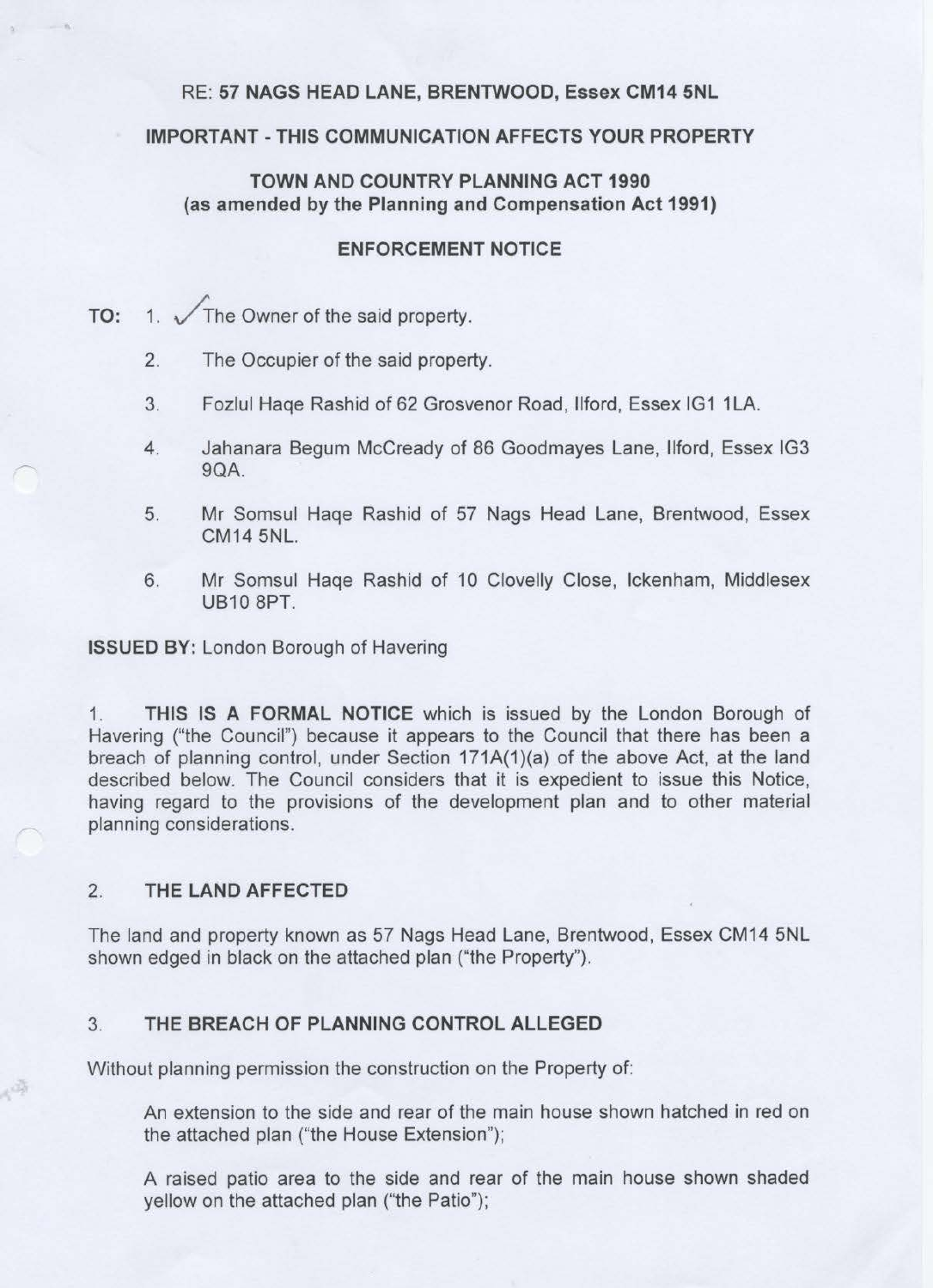RE: **57 NAGS HEAD LANE, BRENTWOOD, Essex CM14 5NL**

**IMPORTANT - THIS COMMUNICATION AFFECTS YOUR PROPERTY**

**TOWN AND COUNTRY PLANNING ACT 1990**
**(as amended by the Planning and Compensation Act 1991)**

**ENFORCEMENT NOTICE**

**TO:**

1. The Owner of the said property.
2. The Occupier of the said property.
3. Fozlul Haqe Rashid of 62 Grosvenor Road, Ilford, Essex IG1 1LA.
4. Jahanara Begum McCready of 86 Goodmayes Lane, Ilford, Essex IG3 9QA.
5. Mr Somsul Haqe Rashid of 57 Nags Head Lane, Brentwood, Essex CM14 5NL.
6. Mr Somsul Haqe Rashid of 10 Clovelly Close, Ickenham, Middlesex UB10 8PT.

**ISSUED BY:** London Borough of Havering

1. **THIS IS A FORMAL NOTICE** which is issued by the London Borough of Havering ("the Council") because it appears to the Council that there has been a breach of planning control, under Section 171A(1)(a) of the above Act, at the land described below. The Council considers that it is expedient to issue this Notice, having regard to the provisions of the development plan and to other material planning considerations.

## 2. THE LAND AFFECTED

The land and property known as 57 Nags Head Lane, Brentwood, Essex CM14 5NL shown edged in black on the attached plan ("the Property").

## 3. THE BREACH OF PLANNING CONTROL ALLEGED

Without planning permission the construction on the Property of:

An extension to the side and rear of the main house shown hatched in red on the attached plan ("the House Extension");

A raised patio area to the side and rear of the main house shown shaded yellow on the attached plan ("the Patio");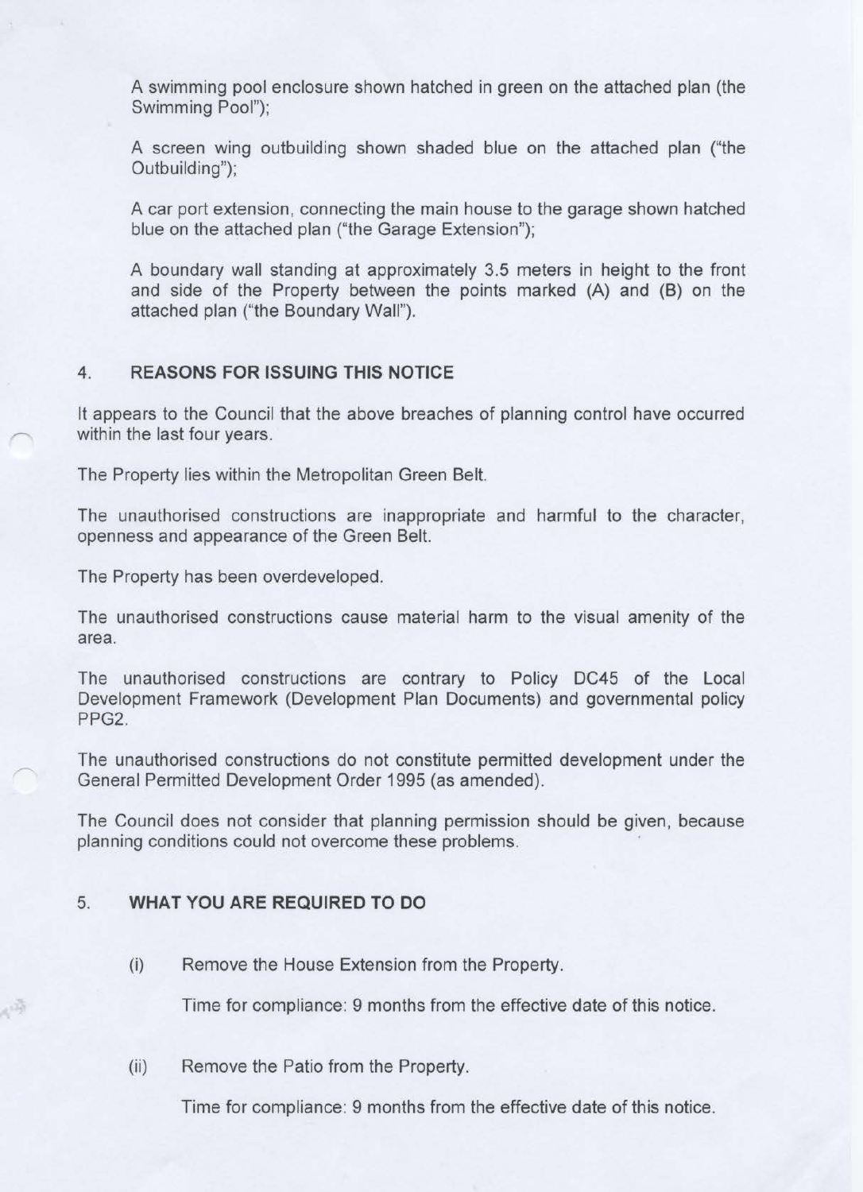A swimming pool enclosure shown hatched in green on the attached plan (the Swimming Pool");

A screen wing outbuilding shown shaded blue on the attached plan ("the Outbuilding");

A car port extension, connecting the main house to the garage shown hatched blue on the attached plan ("the Garage Extension");

A boundary wall standing at approximately 3.5 meters in height to the front and side of the Property between the points marked (A) and (B) on the attached plan ("the Boundary Wall").

## 4. REASONS FOR ISSUING THIS NOTICE

It appears to the Council that the above breaches of planning control have occurred within the last four years.

The Property lies within the Metropolitan Green Belt.

The unauthorised constructions are inappropriate and harmful to the character, openness and appearance of the Green Belt.

The Property has been overdeveloped.

The unauthorised constructions cause material harm to the visual amenity of the area.

The unauthorised constructions are contrary to Policy DC45 of the Local Development Framework (Development Plan Documents) and governmental policy PPG2.

The unauthorised constructions do not constitute permitted development under the General Permitted Development Order 1995 (as amended).

The Council does not consider that planning permission should be given, because planning conditions could not overcome these problems.

## 5. WHAT YOU ARE REQUIRED TO DO

(i) Remove the House Extension from the Property.

Time for compliance: 9 months from the effective date of this notice.

(ii) Remove the Patio from the Property.

Time for compliance: 9 months from the effective date of this notice.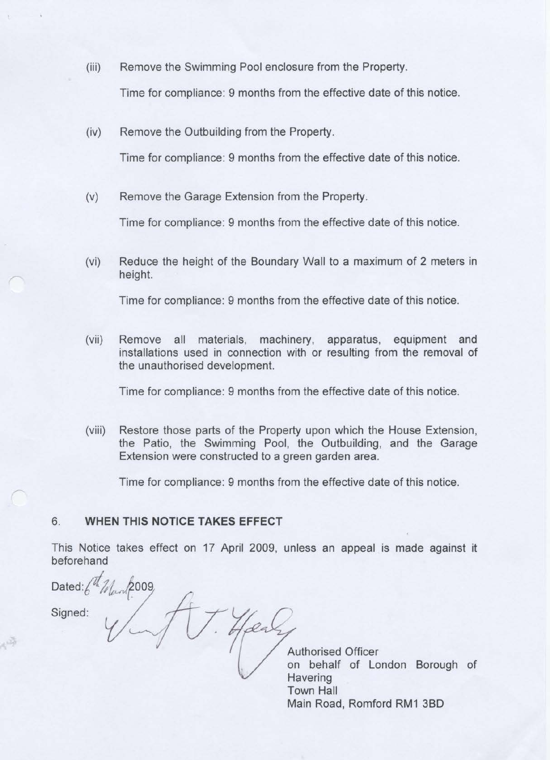(iii) Remove the Swimming Pool enclosure from the Property.

Time for compliance: 9 months from the effective date of this notice.

(iv) Remove the Outbuilding from the Property.

Time for compliance: 9 months from the effective date of this notice.

(v) Remove the Garage Extension from the Property.

Time for compliance: 9 months from the effective date of this notice.

(vi) Reduce the height of the Boundary Wall to a maximum of 2 meters in height.

Time for compliance: 9 months from the effective date of this notice.

(vii) Remove all materials, machinery, apparatus, equipment and installations used in connection with or resulting from the removal of the unauthorised development.

Time for compliance: 9 months from the effective date of this notice.

(viii) Restore those parts of the Property upon which the House Extension, the Patio, the Swimming Pool, the Outbuilding, and the Garage Extension were constructed to a green garden area.

Time for compliance: 9 months from the effective date of this notice.

## 6. WHEN THIS NOTICE TAKES EFFECT

This Notice takes effect on 17 April 2009, unless an appeal is made against it beforehand

Dated: 6th March 2009

Signed:

Authorised Officer
on behalf of London Borough of Havering
Town Hall
Main Road, Romford RM1 3BD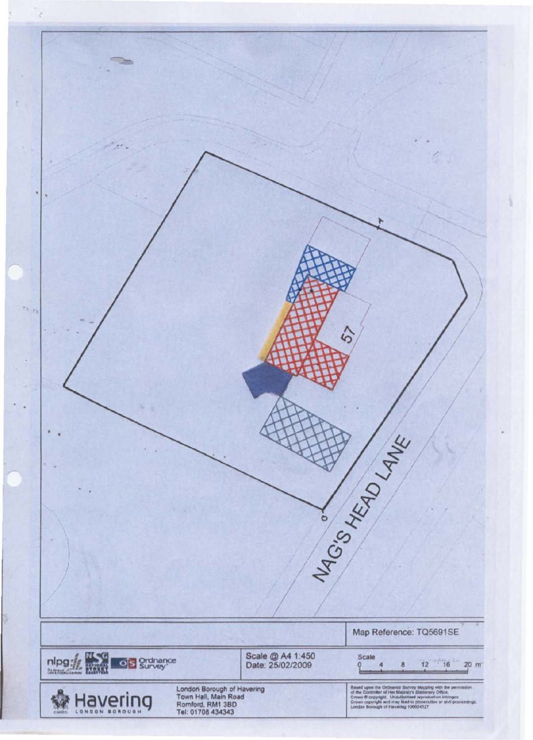57

NAG'S HEAD LANE

Map Reference: TQ5691SE

Scale @ A4 1:450
Date: 25/02/2009

Scale
0 4 8 12 16 20 m

London Borough of Havering
Town Hall, Main Road
Romford, RM1 3BD
Tel: 01708 434343

Based upon the Ordnance Survey Mapping with the permission of the Controller of Her Majesty's Stationery Office.
Crown © copyright. Unauthorised reproduction infringes Crown copyright and may lead to prosecution or civil proceedings.
London Borough of Havering 100024327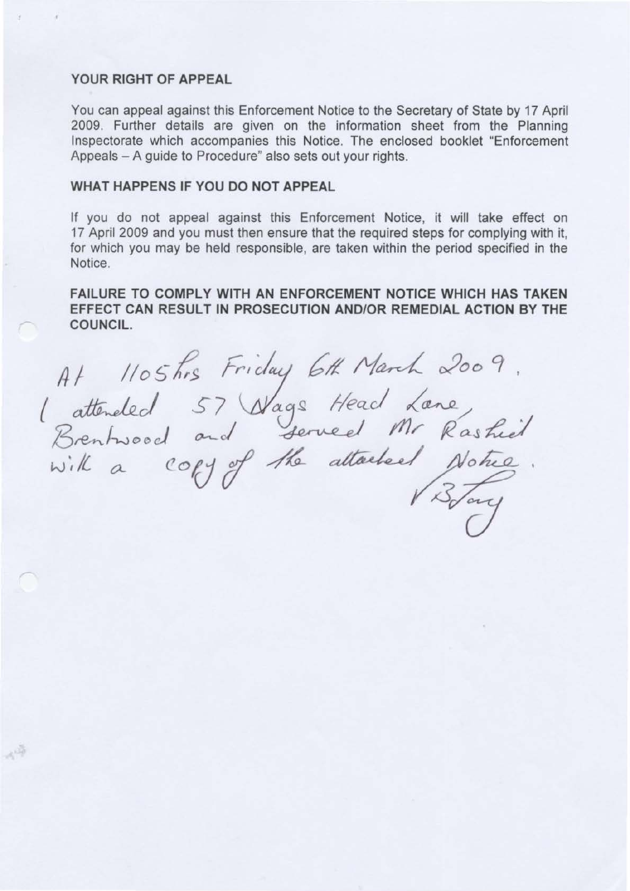## YOUR RIGHT OF APPEAL

You can appeal against this Enforcement Notice to the Secretary of State by 17 April 2009. Further details are given on the information sheet from the Planning Inspectorate which accompanies this Notice. The enclosed booklet "Enforcement Appeals – A guide to Procedure" also sets out your rights.

## WHAT HAPPENS IF YOU DO NOT APPEAL

If you do not appeal against this Enforcement Notice, it will take effect on 17 April 2009 and you must then ensure that the required steps for complying with it, for which you may be held responsible, are taken within the period specified in the Notice.

**FAILURE TO COMPLY WITH AN ENFORCEMENT NOTICE WHICH HAS TAKEN EFFECT CAN RESULT IN PROSECUTION AND/OR REMEDIAL ACTION BY THE COUNCIL.**

At 1105hrs Friday 6th March 2009, I attended 57 Nags Head Lane, Brentwood and served Mr Rashid with a copy of the attached Notice.

V B Tony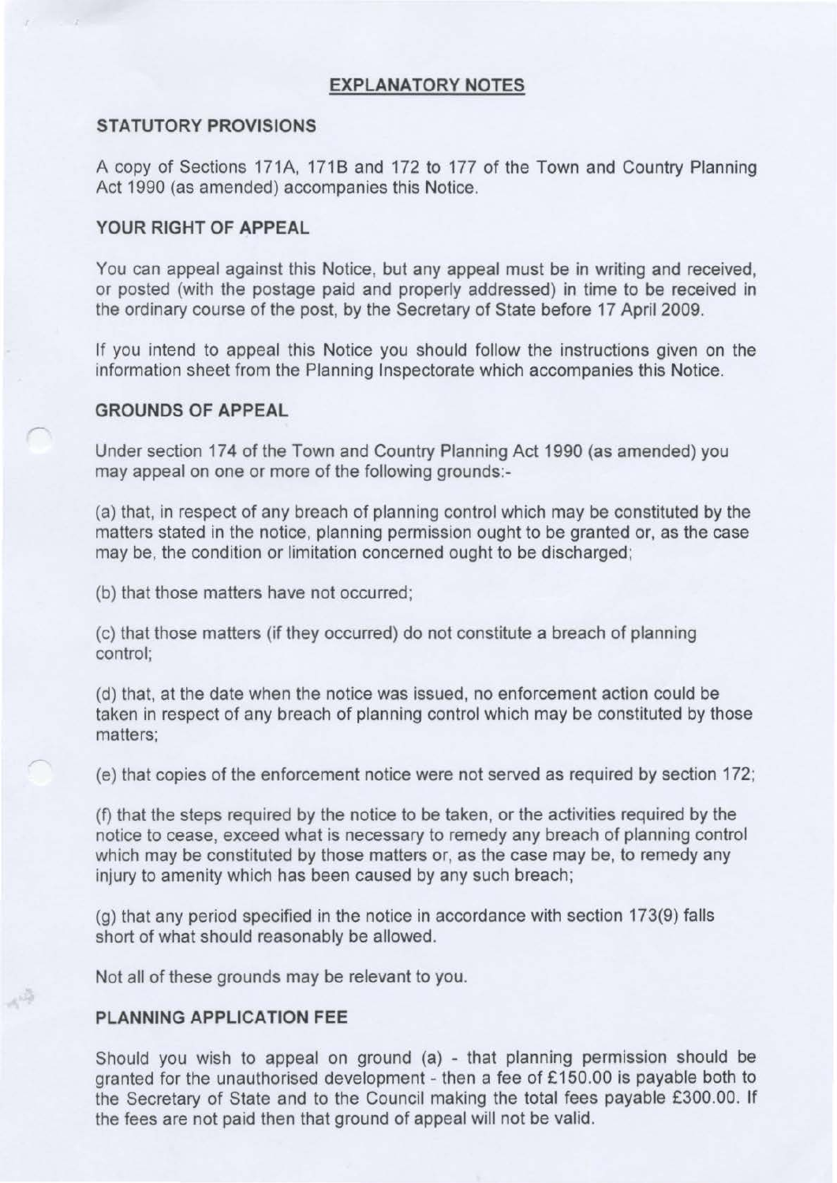## EXPLANATORY NOTES

### STATUTORY PROVISIONS

A copy of Sections 171A, 171B and 172 to 177 of the Town and Country Planning Act 1990 (as amended) accompanies this Notice.

### YOUR RIGHT OF APPEAL

You can appeal against this Notice, but any appeal must be in writing and received, or posted (with the postage paid and properly addressed) in time to be received in the ordinary course of the post, by the Secretary of State before 17 April 2009.

If you intend to appeal this Notice you should follow the instructions given on the information sheet from the Planning Inspectorate which accompanies this Notice.

### GROUNDS OF APPEAL

Under section 174 of the Town and Country Planning Act 1990 (as amended) you may appeal on one or more of the following grounds:-

(a) that, in respect of any breach of planning control which may be constituted by the matters stated in the notice, planning permission ought to be granted or, as the case may be, the condition or limitation concerned ought to be discharged;

(b) that those matters have not occurred;

(c) that those matters (if they occurred) do not constitute a breach of planning control;

(d) that, at the date when the notice was issued, no enforcement action could be taken in respect of any breach of planning control which may be constituted by those matters;

(e) that copies of the enforcement notice were not served as required by section 172;

(f) that the steps required by the notice to be taken, or the activities required by the notice to cease, exceed what is necessary to remedy any breach of planning control which may be constituted by those matters or, as the case may be, to remedy any injury to amenity which has been caused by any such breach;

(g) that any period specified in the notice in accordance with section 173(9) falls short of what should reasonably be allowed.

Not all of these grounds may be relevant to you.

### PLANNING APPLICATION FEE

Should you wish to appeal on ground (a) - that planning permission should be granted for the unauthorised development - then a fee of £150.00 is payable both to the Secretary of State and to the Council making the total fees payable £300.00. If the fees are not paid then that ground of appeal will not be valid.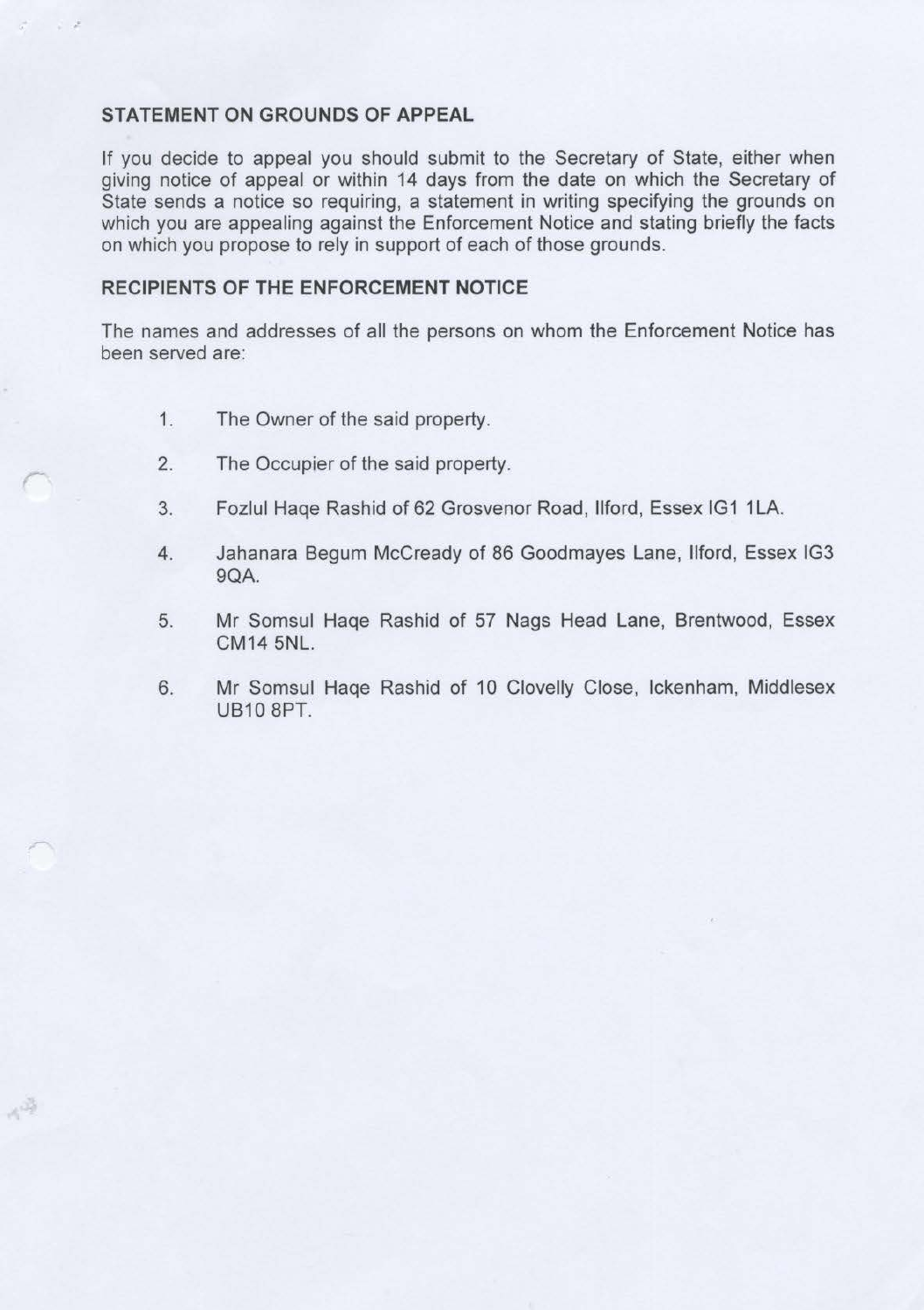## STATEMENT ON GROUNDS OF APPEAL

If you decide to appeal you should submit to the Secretary of State, either when giving notice of appeal or within 14 days from the date on which the Secretary of State sends a notice so requiring, a statement in writing specifying the grounds on which you are appealing against the Enforcement Notice and stating briefly the facts on which you propose to rely in support of each of those grounds.

## RECIPIENTS OF THE ENFORCEMENT NOTICE

The names and addresses of all the persons on whom the Enforcement Notice has been served are:

1. The Owner of the said property.
2. The Occupier of the said property.
3. Fozlul Haqe Rashid of 62 Grosvenor Road, Ilford, Essex IG1 1LA.
4. Jahanara Begum McCready of 86 Goodmayes Lane, Ilford, Essex IG3 9QA.
5. Mr Somsul Haqe Rashid of 57 Nags Head Lane, Brentwood, Essex CM14 5NL.
6. Mr Somsul Haqe Rashid of 10 Clovelly Close, Ickenham, Middlesex UB10 8PT.